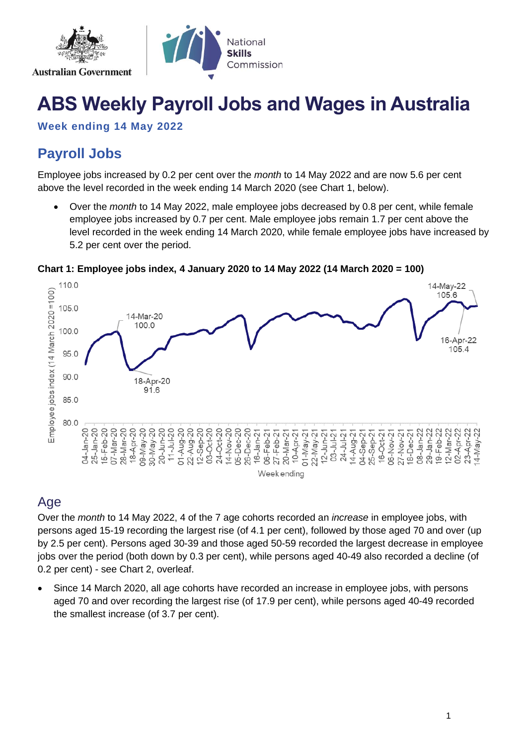# ABS Weekly Payroll Jobs and Wages in Australia

**Week ending 14 May 2022**

## Payroll Jobs

Employee jobs increased by 0.2 per cent over the *month* to 14 May 2022 and are now 5.6 per cent above the level recorded in the week ending 14 March 2020 (see Chart 1, below).

- Over the *month* to 14 May 2022, male employee jobs decreased by 0.8 per cent, while female employee jobs increased by 0.7 per cent. Male employee jobs remain 1.7 per cent above the level recorded in the week ending 14 March 2020, while female employee jobs have increased by 5.2 per cent over the period.

**Chart 1: Employee jobs index, 4 January 2020 to 14 May 2022 (14 March 2020 = 100)**

## Age

Over the *month* to 14 May 2022, 4 of the 7 age cohorts recorded an *increase* in employee jobs, with persons aged 15-19 recording the largest rise (of 4.1 per cent), followed by those aged 70 and over (up by 2.5 per cent). Persons aged 30-39 and those aged 50-59 recorded the largest decrease in employee jobs over the period (both down by 0.3 per cent), while persons aged 40-49 also recorded a decline (of 0.2 per cent) - see Chart 2, overleaf.

- Since 14 March 2020, all age cohorts have recorded an increase in employee jobs, with persons aged 70 and over recording the largest rise (of 17.9 per cent), while persons aged 40-49 recorded the smallest increase (of 3.7 per cent).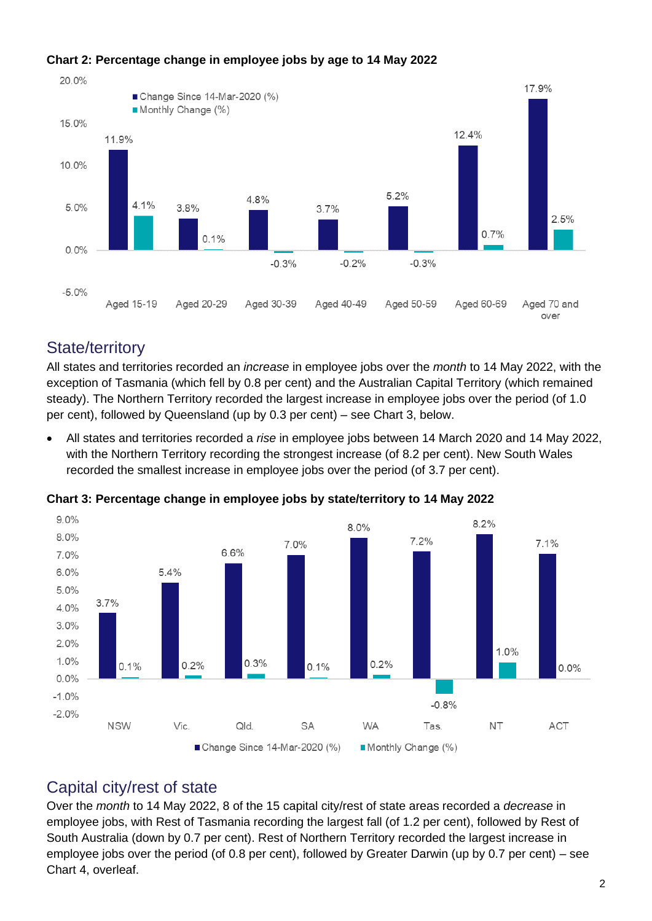**Chart 2: Percentage change in employee jobs by age to 14 May 2022**

| Age group | Change Since 14-Mar-2020 (%) | Monthly Change (%) |
|---|---|---|
| Aged 15-19 | 11.9% | 4.1% |
| Aged 20-29 | 3.8% | 0.1% |
| Aged 30-39 | 4.8% | -0.3% |
| Aged 40-49 | 3.7% | -0.2% |
| Aged 50-59 | 5.2% | -0.3% |
| Aged 60-69 | 12.4% | 0.7% |
| Aged 70 and over | 17.9% | 2.5% |

## State/territory

All states and territories recorded an *increase* in employee jobs over the *month* to 14 May 2022, with the exception of Tasmania (which fell by 0.8 per cent) and the Australian Capital Territory (which remained steady). The Northern Territory recorded the largest increase in employee jobs over the period (of 1.0 per cent), followed by Queensland (up by 0.3 per cent) – see Chart 3, below.

- All states and territories recorded a *rise* in employee jobs between 14 March 2020 and 14 May 2022, with the Northern Territory recording the strongest increase (of 8.2 per cent). New South Wales recorded the smallest increase in employee jobs over the period (of 3.7 per cent).

**Chart 3: Percentage change in employee jobs by state/territory to 14 May 2022**

| State/territory | Change Since 14-Mar-2020 (%) | Monthly Change (%) |
|---|---|---|
| NSW | 3.7% | 0.1% |
| Vic. | 5.4% | 0.2% |
| Qld. | 6.6% | 0.3% |
| SA | 7.0% | 0.1% |
| WA | 8.0% | 0.2% |
| Tas. | 7.2% | -0.8% |
| NT | 8.2% | 1.0% |
| ACT | 7.1% | 0.0% |

## Capital city/rest of state

Over the *month* to 14 May 2022, 8 of the 15 capital city/rest of state areas recorded a *decrease* in employee jobs, with Rest of Tasmania recording the largest fall (of 1.2 per cent), followed by Rest of South Australia (down by 0.7 per cent). Rest of Northern Territory recorded the largest increase in employee jobs over the period (of 0.8 per cent), followed by Greater Darwin (up by 0.7 per cent) – see Chart 4, overleaf.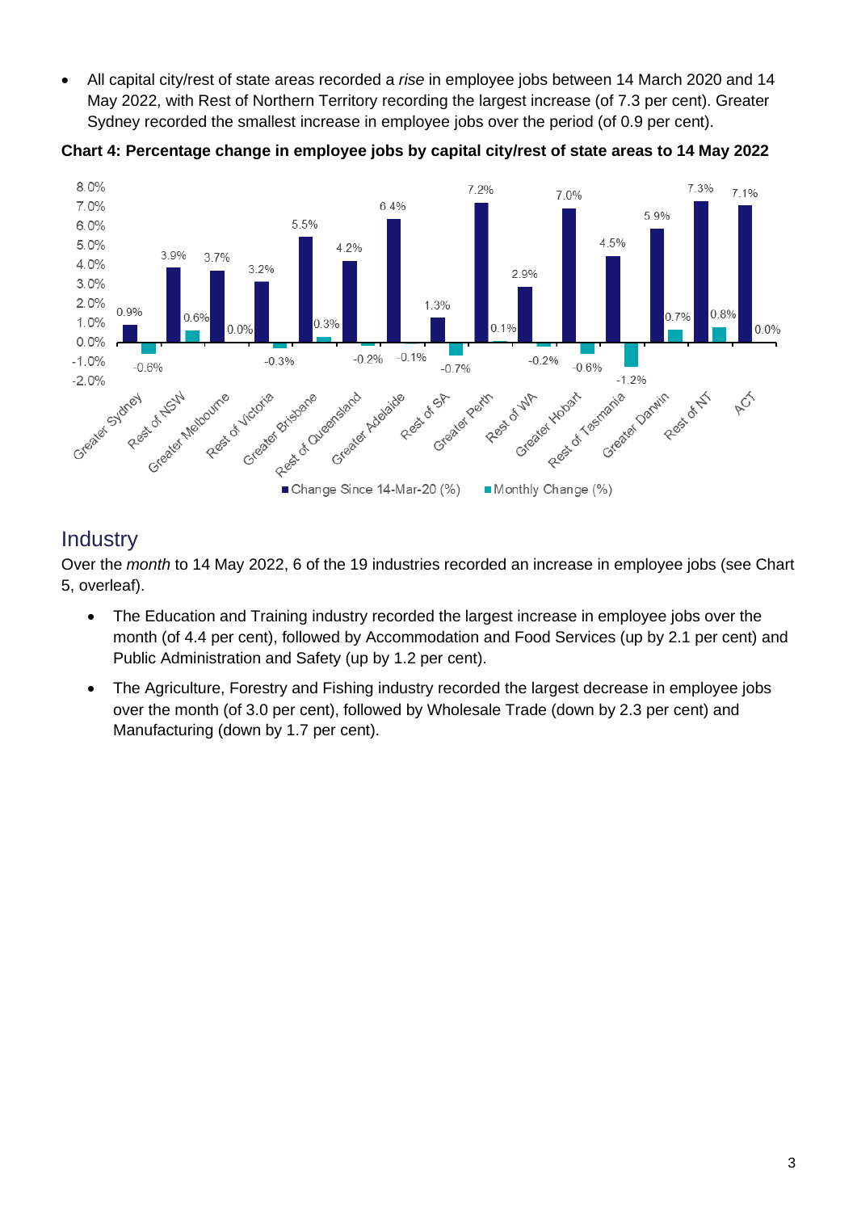- All capital city/rest of state areas recorded a *rise* in employee jobs between 14 March 2020 and 14 May 2022, with Rest of Northern Territory recording the largest increase (of 7.3 per cent). Greater Sydney recorded the smallest increase in employee jobs over the period (of 0.9 per cent).

**Chart 4: Percentage change in employee jobs by capital city/rest of state areas to 14 May 2022**

| | Change Since 14-Mar-20 (%) | Monthly Change (%) |
|---|---|---|
| Greater Sydney | 0.9% | -0.6% |
| Rest of NSW | 3.9% | 0.6% |
| Greater Melbourne | 3.7% | 0.0% |
| Rest of Victoria | 3.2% | -0.3% |
| Greater Brisbane | 5.5% | 0.3% |
| Rest of Queensland | 4.2% | -0.2% |
| Greater Adelaide | 6.4% | -0.1% |
| Rest of SA | 1.3% | -0.7% |
| Greater Perth | 7.2% | 0.1% |
| Rest of WA | 2.9% | -0.2% |
| Greater Hobart | 7.0% | -0.6% |
| Rest of Tasmania | 4.5% | -1.2% |
| Greater Darwin | 5.9% | 0.7% |
| Rest of NT | 7.3% | 0.8% |
| ACT | 7.1% | 0.0% |

## Industry

Over the *month* to 14 May 2022, 6 of the 19 industries recorded an increase in employee jobs (see Chart 5, overleaf).

- The Education and Training industry recorded the largest increase in employee jobs over the month (of 4.4 per cent), followed by Accommodation and Food Services (up by 2.1 per cent) and Public Administration and Safety (up by 1.2 per cent).
- The Agriculture, Forestry and Fishing industry recorded the largest decrease in employee jobs over the month (of 3.0 per cent), followed by Wholesale Trade (down by 2.3 per cent) and Manufacturing (down by 1.7 per cent).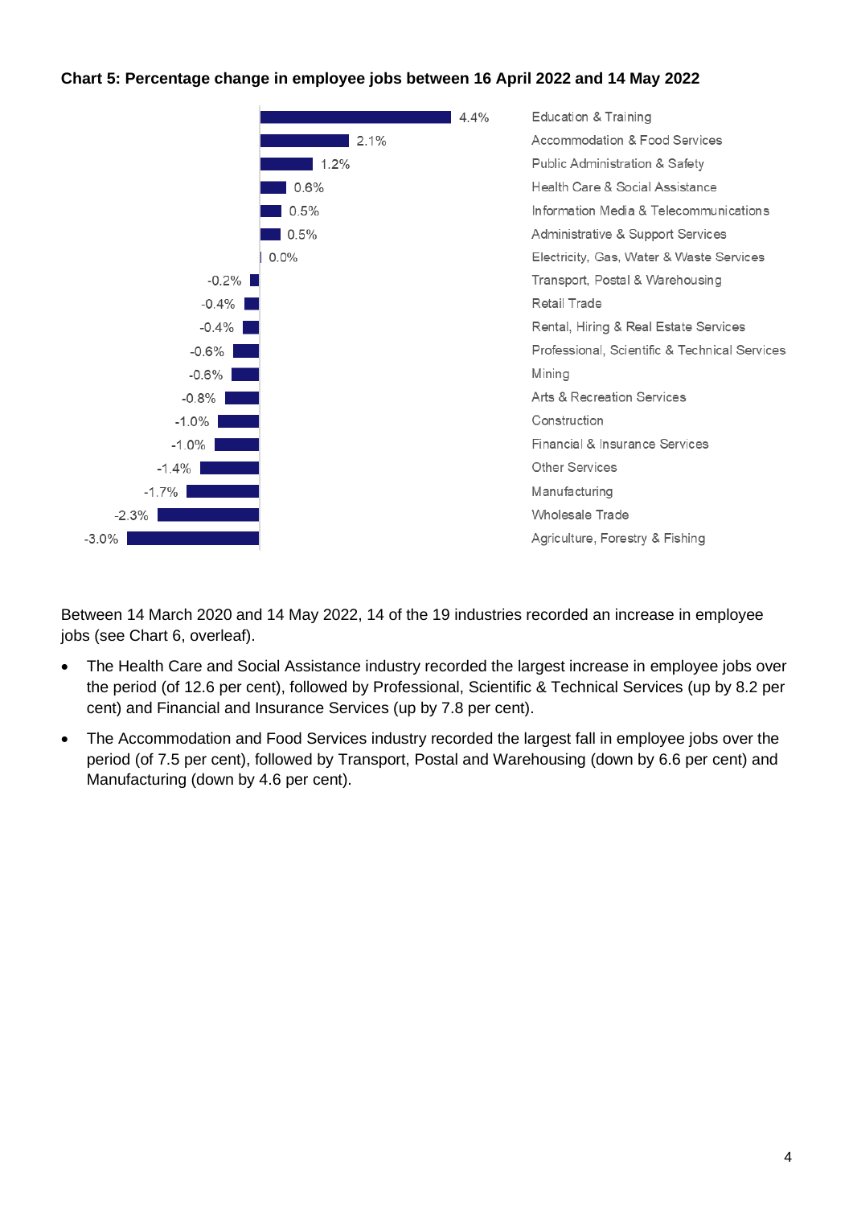**Chart 5: Percentage change in employee jobs between 16 April 2022 and 14 May 2022**

| Industry | Percentage change |
| --- | --- |
| Education & Training | 4.4% |
| Accommodation & Food Services | 2.1% |
| Public Administration & Safety | 1.2% |
| Health Care & Social Assistance | 0.6% |
| Information Media & Telecommunications | 0.5% |
| Administrative & Support Services | 0.5% |
| Electricity, Gas, Water & Waste Services | 0.0% |
| Transport, Postal & Warehousing | -0.2% |
| Retail Trade | -0.4% |
| Rental, Hiring & Real Estate Services | -0.4% |
| Professional, Scientific & Technical Services | -0.6% |
| Mining | -0.6% |
| Arts & Recreation Services | -0.8% |
| Construction | -1.0% |
| Financial & Insurance Services | -1.0% |
| Other Services | -1.4% |
| Manufacturing | -1.7% |
| Wholesale Trade | -2.3% |
| Agriculture, Forestry & Fishing | -3.0% |

Between 14 March 2020 and 14 May 2022, 14 of the 19 industries recorded an increase in employee jobs (see Chart 6, overleaf).

- The Health Care and Social Assistance industry recorded the largest increase in employee jobs over the period (of 12.6 per cent), followed by Professional, Scientific & Technical Services (up by 8.2 per cent) and Financial and Insurance Services (up by 7.8 per cent).
- The Accommodation and Food Services industry recorded the largest fall in employee jobs over the period (of 7.5 per cent), followed by Transport, Postal and Warehousing (down by 6.6 per cent) and Manufacturing (down by 4.6 per cent).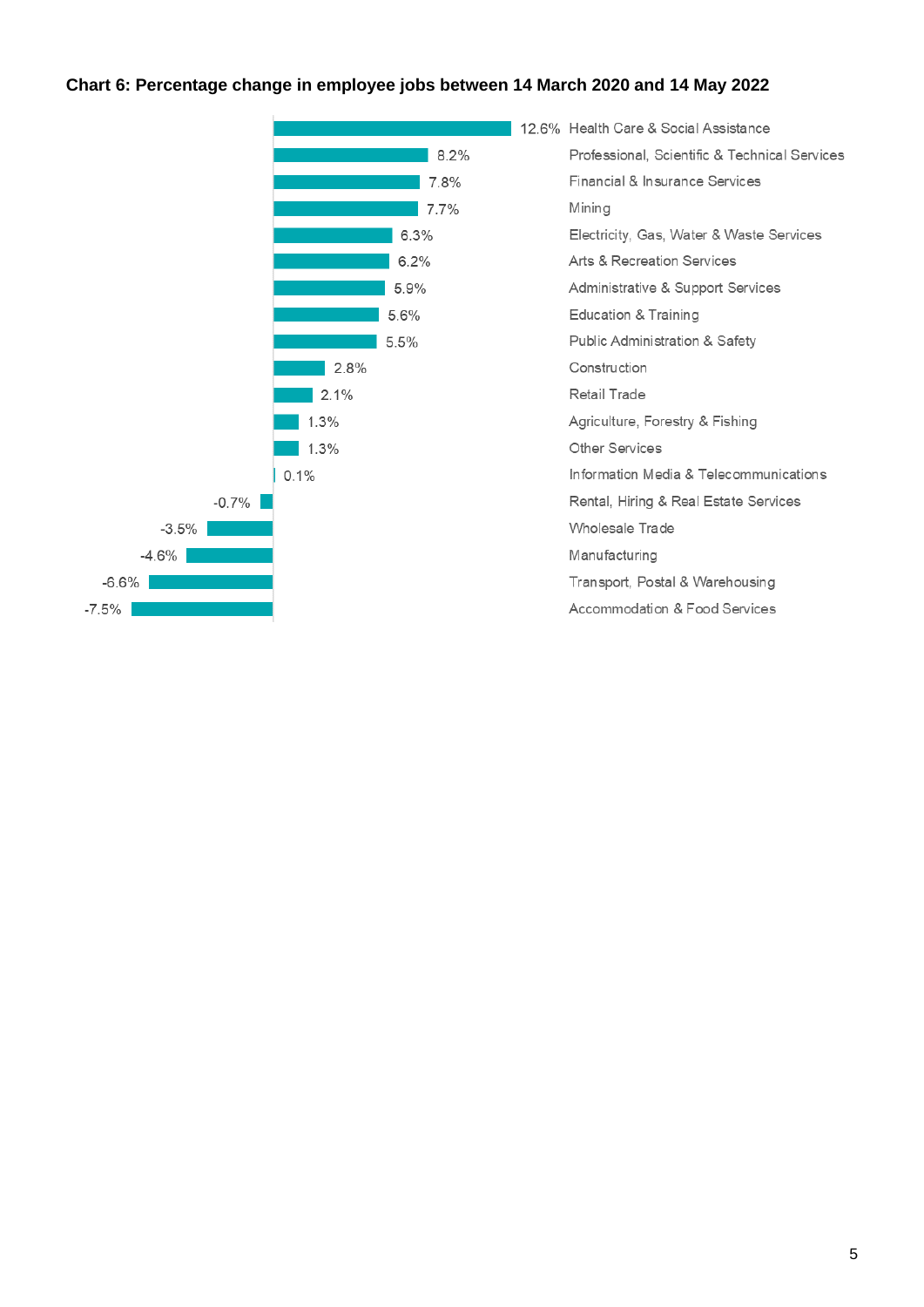**Chart 6: Percentage change in employee jobs between 14 March 2020 and 14 May 2022**

| Industry | Percentage change |
|---|---|
| Health Care & Social Assistance | 12.6% |
| Professional, Scientific & Technical Services | 8.2% |
| Financial & Insurance Services | 7.8% |
| Mining | 7.7% |
| Electricity, Gas, Water & Waste Services | 6.3% |
| Arts & Recreation Services | 6.2% |
| Administrative & Support Services | 5.9% |
| Education & Training | 5.6% |
| Public Administration & Safety | 5.5% |
| Construction | 2.8% |
| Retail Trade | 2.1% |
| Agriculture, Forestry & Fishing | 1.3% |
| Other Services | 1.3% |
| Information Media & Telecommunications | 0.1% |
| Rental, Hiring & Real Estate Services | -0.7% |
| Wholesale Trade | -3.5% |
| Manufacturing | -4.6% |
| Transport, Postal & Warehousing | -6.6% |
| Accommodation & Food Services | -7.5% |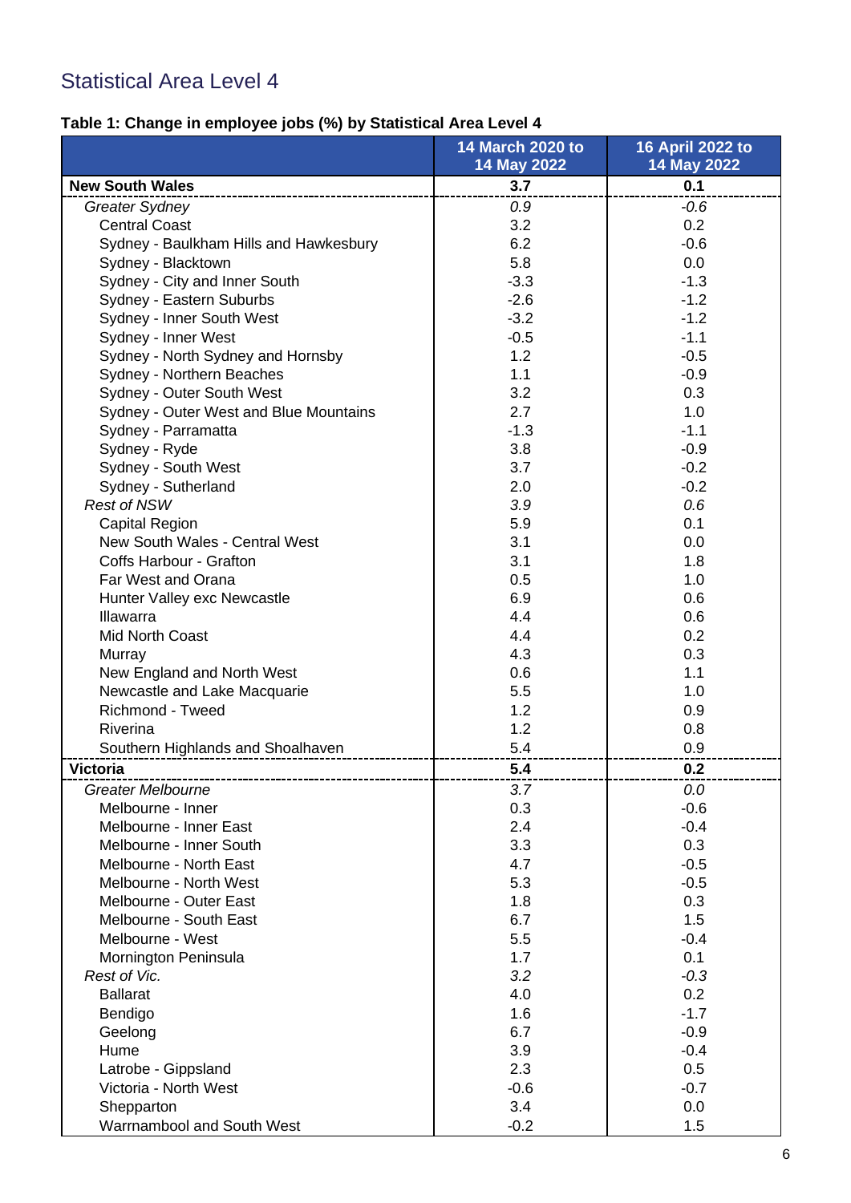## Statistical Area Level 4

**Table 1: Change in employee jobs (%) by Statistical Area Level 4**

| | 14 March 2020 to 14 May 2022 | 16 April 2022 to 14 May 2022 |
|---|---|---|
| **New South Wales** | **3.7** | **0.1** |
| *Greater Sydney* | *0.9* | *-0.6* |
| Central Coast | 3.2 | 0.2 |
| Sydney - Baulkham Hills and Hawkesbury | 6.2 | -0.6 |
| Sydney - Blacktown | 5.8 | 0.0 |
| Sydney - City and Inner South | -3.3 | -1.3 |
| Sydney - Eastern Suburbs | -2.6 | -1.2 |
| Sydney - Inner South West | -3.2 | -1.2 |
| Sydney - Inner West | -0.5 | -1.1 |
| Sydney - North Sydney and Hornsby | 1.2 | -0.5 |
| Sydney - Northern Beaches | 1.1 | -0.9 |
| Sydney - Outer South West | 3.2 | 0.3 |
| Sydney - Outer West and Blue Mountains | 2.7 | 1.0 |
| Sydney - Parramatta | -1.3 | -1.1 |
| Sydney - Ryde | 3.8 | -0.9 |
| Sydney - South West | 3.7 | -0.2 |
| Sydney - Sutherland | 2.0 | -0.2 |
| *Rest of NSW* | *3.9* | *0.6* |
| Capital Region | 5.9 | 0.1 |
| New South Wales - Central West | 3.1 | 0.0 |
| Coffs Harbour - Grafton | 3.1 | 1.8 |
| Far West and Orana | 0.5 | 1.0 |
| Hunter Valley exc Newcastle | 6.9 | 0.6 |
| Illawarra | 4.4 | 0.6 |
| Mid North Coast | 4.4 | 0.2 |
| Murray | 4.3 | 0.3 |
| New England and North West | 0.6 | 1.1 |
| Newcastle and Lake Macquarie | 5.5 | 1.0 |
| Richmond - Tweed | 1.2 | 0.9 |
| Riverina | 1.2 | 0.8 |
| Southern Highlands and Shoalhaven | 5.4 | 0.9 |
| **Victoria** | **5.4** | **0.2** |
| *Greater Melbourne* | *3.7* | *0.0* |
| Melbourne - Inner | 0.3 | -0.6 |
| Melbourne - Inner East | 2.4 | -0.4 |
| Melbourne - Inner South | 3.3 | 0.3 |
| Melbourne - North East | 4.7 | -0.5 |
| Melbourne - North West | 5.3 | -0.5 |
| Melbourne - Outer East | 1.8 | 0.3 |
| Melbourne - South East | 6.7 | 1.5 |
| Melbourne - West | 5.5 | -0.4 |
| Mornington Peninsula | 1.7 | 0.1 |
| *Rest of Vic.* | *3.2* | *-0.3* |
| Ballarat | 4.0 | 0.2 |
| Bendigo | 1.6 | -1.7 |
| Geelong | 6.7 | -0.9 |
| Hume | 3.9 | -0.4 |
| Latrobe - Gippsland | 2.3 | 0.5 |
| Victoria - North West | -0.6 | -0.7 |
| Shepparton | 3.4 | 0.0 |
| Warrnambool and South West | -0.2 | 1.5 |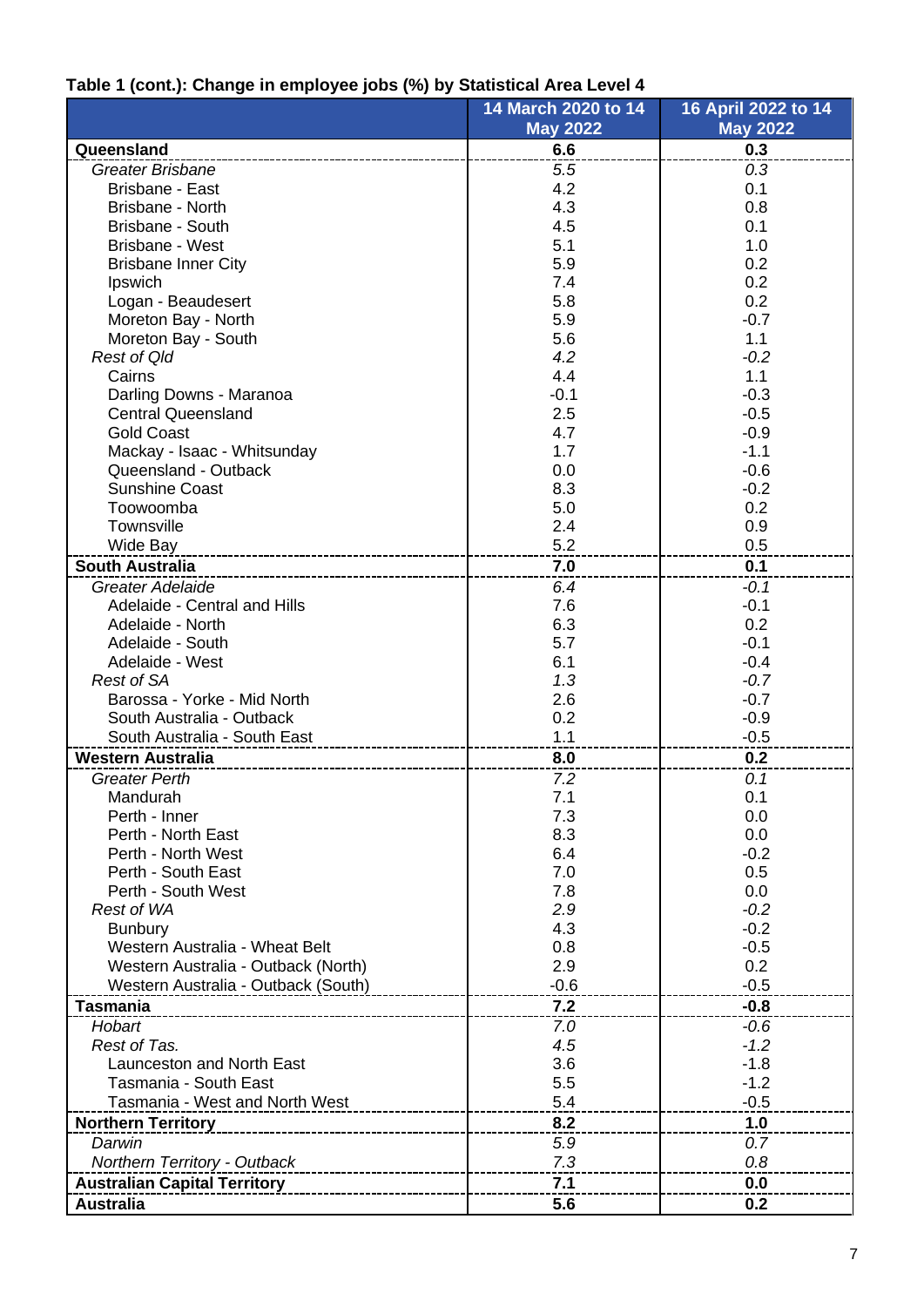**Table 1 (cont.): Change in employee jobs (%) by Statistical Area Level 4**

| | 14 March 2020 to 14 May 2022 | 16 April 2022 to 14 May 2022 |
|---|---|---|
| **Queensland** | **6.6** | **0.3** |
| *Greater Brisbane* | *5.5* | *0.3* |
| Brisbane - East | 4.2 | 0.1 |
| Brisbane - North | 4.3 | 0.8 |
| Brisbane - South | 4.5 | 0.1 |
| Brisbane - West | 5.1 | 1.0 |
| Brisbane Inner City | 5.9 | 0.2 |
| Ipswich | 7.4 | 0.2 |
| Logan - Beaudesert | 5.8 | 0.2 |
| Moreton Bay - North | 5.9 | -0.7 |
| Moreton Bay - South | 5.6 | 1.1 |
| *Rest of Qld* | *4.2* | *-0.2* |
| Cairns | 4.4 | 1.1 |
| Darling Downs - Maranoa | -0.1 | -0.3 |
| Central Queensland | 2.5 | -0.5 |
| Gold Coast | 4.7 | -0.9 |
| Mackay - Isaac - Whitsunday | 1.7 | -1.1 |
| Queensland - Outback | 0.0 | -0.6 |
| Sunshine Coast | 8.3 | -0.2 |
| Toowoomba | 5.0 | 0.2 |
| Townsville | 2.4 | 0.9 |
| Wide Bay | 5.2 | 0.5 |
| **South Australia** | **7.0** | **0.1** |
| *Greater Adelaide* | *6.4* | *-0.1* |
| Adelaide - Central and Hills | 7.6 | -0.1 |
| Adelaide - North | 6.3 | 0.2 |
| Adelaide - South | 5.7 | -0.1 |
| Adelaide - West | 6.1 | -0.4 |
| *Rest of SA* | *1.3* | *-0.7* |
| Barossa - Yorke - Mid North | 2.6 | -0.7 |
| South Australia - Outback | 0.2 | -0.9 |
| South Australia - South East | 1.1 | -0.5 |
| **Western Australia** | **8.0** | **0.2** |
| *Greater Perth* | *7.2* | *0.1* |
| Mandurah | 7.1 | 0.1 |
| Perth - Inner | 7.3 | 0.0 |
| Perth - North East | 8.3 | 0.0 |
| Perth - North West | 6.4 | -0.2 |
| Perth - South East | 7.0 | 0.5 |
| Perth - South West | 7.8 | 0.0 |
| *Rest of WA* | *2.9* | *-0.2* |
| Bunbury | 4.3 | -0.2 |
| Western Australia - Wheat Belt | 0.8 | -0.5 |
| Western Australia - Outback (North) | 2.9 | 0.2 |
| Western Australia - Outback (South) | -0.6 | -0.5 |
| **Tasmania** | **7.2** | **-0.8** |
| *Hobart* | *7.0* | *-0.6* |
| *Rest of Tas.* | *4.5* | *-1.2* |
| Launceston and North East | 3.6 | -1.8 |
| Tasmania - South East | 5.5 | -1.2 |
| Tasmania - West and North West | 5.4 | -0.5 |
| **Northern Territory** | **8.2** | **1.0** |
| *Darwin* | *5.9* | *0.7* |
| *Northern Territory - Outback* | *7.3* | *0.8* |
| **Australian Capital Territory** | **7.1** | **0.0** |
| **Australia** | **5.6** | **0.2** |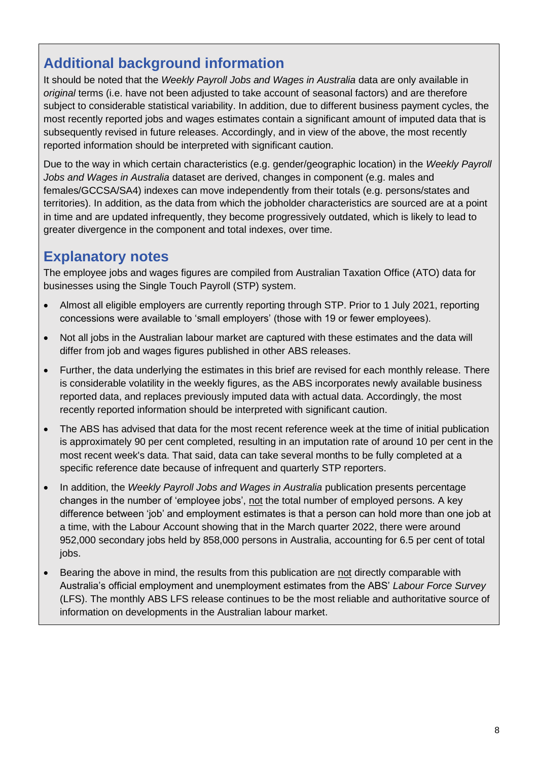## Additional background information

It should be noted that the *Weekly Payroll Jobs and Wages in Australia* data are only available in *original* terms (i.e. have not been adjusted to take account of seasonal factors) and are therefore subject to considerable statistical variability. In addition, due to different business payment cycles, the most recently reported jobs and wages estimates contain a significant amount of imputed data that is subsequently revised in future releases. Accordingly, and in view of the above, the most recently reported information should be interpreted with significant caution.

Due to the way in which certain characteristics (e.g. gender/geographic location) in the *Weekly Payroll Jobs and Wages in Australia* dataset are derived, changes in component (e.g. males and females/GCCSA/SA4) indexes can move independently from their totals (e.g. persons/states and territories). In addition, as the data from which the jobholder characteristics are sourced are at a point in time and are updated infrequently, they become progressively outdated, which is likely to lead to greater divergence in the component and total indexes, over time.

## Explanatory notes

The employee jobs and wages figures are compiled from Australian Taxation Office (ATO) data for businesses using the Single Touch Payroll (STP) system.

- Almost all eligible employers are currently reporting through STP. Prior to 1 July 2021, reporting concessions were available to 'small employers' (those with 19 or fewer employees).
- Not all jobs in the Australian labour market are captured with these estimates and the data will differ from job and wages figures published in other ABS releases.
- Further, the data underlying the estimates in this brief are revised for each monthly release. There is considerable volatility in the weekly figures, as the ABS incorporates newly available business reported data, and replaces previously imputed data with actual data. Accordingly, the most recently reported information should be interpreted with significant caution.
- The ABS has advised that data for the most recent reference week at the time of initial publication is approximately 90 per cent completed, resulting in an imputation rate of around 10 per cent in the most recent week's data. That said, data can take several months to be fully completed at a specific reference date because of infrequent and quarterly STP reporters.
- In addition, the *Weekly Payroll Jobs and Wages in Australia* publication presents percentage changes in the number of 'employee jobs', not the total number of employed persons. A key difference between 'job' and employment estimates is that a person can hold more than one job at a time, with the Labour Account showing that in the March quarter 2022, there were around 952,000 secondary jobs held by 858,000 persons in Australia, accounting for 6.5 per cent of total jobs.
- Bearing the above in mind, the results from this publication are not directly comparable with Australia's official employment and unemployment estimates from the ABS' *Labour Force Survey* (LFS). The monthly ABS LFS release continues to be the most reliable and authoritative source of information on developments in the Australian labour market.